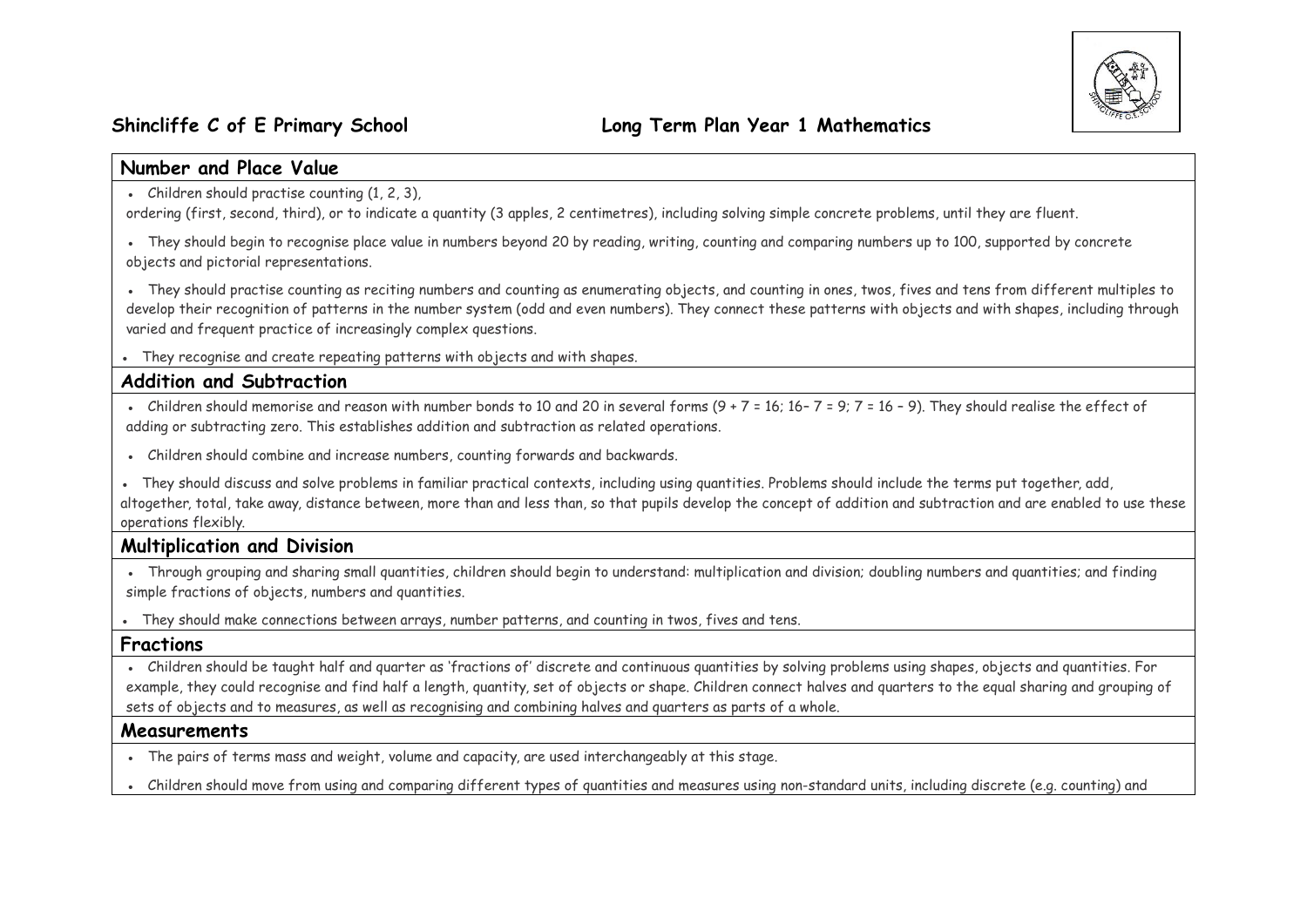**Shincliffe C of E Primary School** **Long Term Plan Year 1 Mathematics**

## Number and Place Value

- Children should practise counting (1, 2, 3), ordering (first, second, third), or to indicate a quantity (3 apples, 2 centimetres), including solving simple concrete problems, until they are fluent.
- They should begin to recognise place value in numbers beyond 20 by reading, writing, counting and comparing numbers up to 100, supported by concrete objects and pictorial representations.
- They should practise counting as reciting numbers and counting as enumerating objects, and counting in ones, twos, fives and tens from different multiples to develop their recognition of patterns in the number system (odd and even numbers). They connect these patterns with objects and with shapes, including through varied and frequent practice of increasingly complex questions.
- They recognise and create repeating patterns with objects and with shapes.

## Addition and Subtraction

- Children should memorise and reason with number bonds to 10 and 20 in several forms ($9 + 7 = 16$; $16 - 7 = 9$; $7 = 16 - 9$). They should realise the effect of adding or subtracting zero. This establishes addition and subtraction as related operations.
- Children should combine and increase numbers, counting forwards and backwards.
- They should discuss and solve problems in familiar practical contexts, including using quantities. Problems should include the terms put together, add, altogether, total, take away, distance between, more than and less than, so that pupils develop the concept of addition and subtraction and are enabled to use these operations flexibly.

## Multiplication and Division

- Through grouping and sharing small quantities, children should begin to understand: multiplication and division; doubling numbers and quantities; and finding simple fractions of objects, numbers and quantities.
- They should make connections between arrays, number patterns, and counting in twos, fives and tens.

## Fractions

- Children should be taught half and quarter as 'fractions of' discrete and continuous quantities by solving problems using shapes, objects and quantities. For example, they could recognise and find half a length, quantity, set of objects or shape. Children connect halves and quarters to the equal sharing and grouping of sets of objects and to measures, as well as recognising and combining halves and quarters as parts of a whole.

## Measurements

- The pairs of terms mass and weight, volume and capacity, are used interchangeably at this stage.
- Children should move from using and comparing different types of quantities and measures using non-standard units, including discrete (e.g. counting) and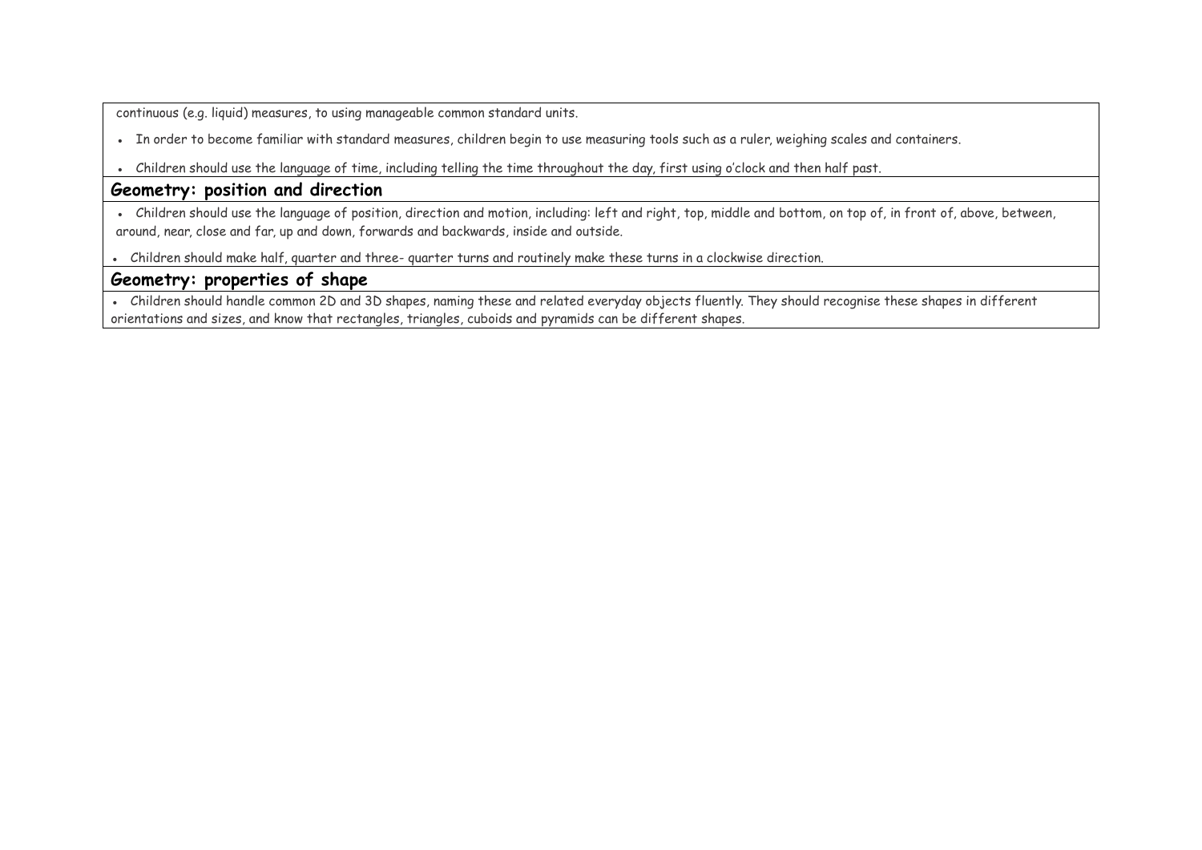continuous (e.g. liquid) measures, to using manageable common standard units.

- In order to become familiar with standard measures, children begin to use measuring tools such as a ruler, weighing scales and containers.
- Children should use the language of time, including telling the time throughout the day, first using o'clock and then half past.

## Geometry: position and direction

- Children should use the language of position, direction and motion, including: left and right, top, middle and bottom, on top of, in front of, above, between, around, near, close and far, up and down, forwards and backwards, inside and outside.
- Children should make half, quarter and three- quarter turns and routinely make these turns in a clockwise direction.

## Geometry: properties of shape

- Children should handle common 2D and 3D shapes, naming these and related everyday objects fluently. They should recognise these shapes in different orientations and sizes, and know that rectangles, triangles, cuboids and pyramids can be different shapes.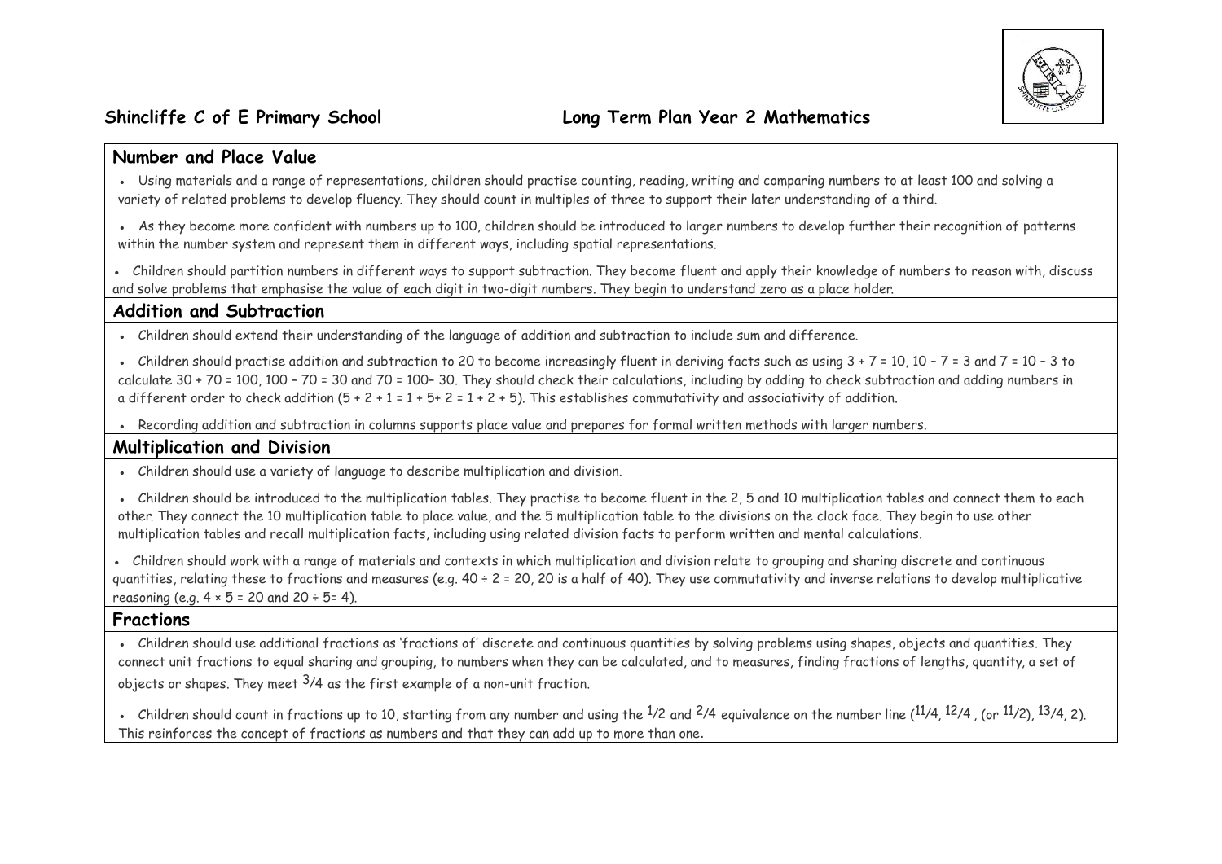**Shincliffe C of E Primary School** **Long Term Plan Year 2 Mathematics**

## Number and Place Value

- Using materials and a range of representations, children should practise counting, reading, writing and comparing numbers to at least 100 and solving a variety of related problems to develop fluency. They should count in multiples of three to support their later understanding of a third.
- As they become more confident with numbers up to 100, children should be introduced to larger numbers to develop further their recognition of patterns within the number system and represent them in different ways, including spatial representations.
- Children should partition numbers in different ways to support subtraction. They become fluent and apply their knowledge of numbers to reason with, discuss and solve problems that emphasise the value of each digit in two-digit numbers. They begin to understand zero as a place holder.

## Addition and Subtraction

- Children should extend their understanding of the language of addition and subtraction to include sum and difference.
- Children should practise addition and subtraction to 20 to become increasingly fluent in deriving facts such as using $3 + 7 = 10$, $10 – 7 = 3$ and $7 = 10 – 3$ to calculate $30 + 70 = 100$, $100 – 70 = 30$ and $70 = 100– 30$. They should check their calculations, including by adding to check subtraction and adding numbers in a different order to check addition ($5 + 2 + 1 = 1 + 5+ 2 = 1 + 2 + 5$). This establishes commutativity and associativity of addition.
- Recording addition and subtraction in columns supports place value and prepares for formal written methods with larger numbers.

## Multiplication and Division

- Children should use a variety of language to describe multiplication and division.
- Children should be introduced to the multiplication tables. They practise to become fluent in the 2, 5 and 10 multiplication tables and connect them to each other. They connect the 10 multiplication table to place value, and the 5 multiplication table to the divisions on the clock face. They begin to use other multiplication tables and recall multiplication facts, including using related division facts to perform written and mental calculations.
- Children should work with a range of materials and contexts in which multiplication and division relate to grouping and sharing discrete and continuous quantities, relating these to fractions and measures (e.g. $40 ÷ 2 = 20$, 20 is a half of 40). They use commutativity and inverse relations to develop multiplicative reasoning (e.g. $4 × 5 = 20$ and $20 ÷ 5= 4$).

## Fractions

- Children should use additional fractions as 'fractions of' discrete and continuous quantities by solving problems using shapes, objects and quantities. They connect unit fractions to equal sharing and grouping, to numbers when they can be calculated, and to measures, finding fractions of lengths, quantity, a set of objects or shapes. They meet $^3/_4$ as the first example of a non-unit fraction.
- Children should count in fractions up to 10, starting from any number and using the $^1/_2$ and $^2/_4$ equivalence on the number line ($1^1/_4$, $1^2/_4$, (or $1^1/_2$), $1^3/_4$, 2). This reinforces the concept of fractions as numbers and that they can add up to more than one.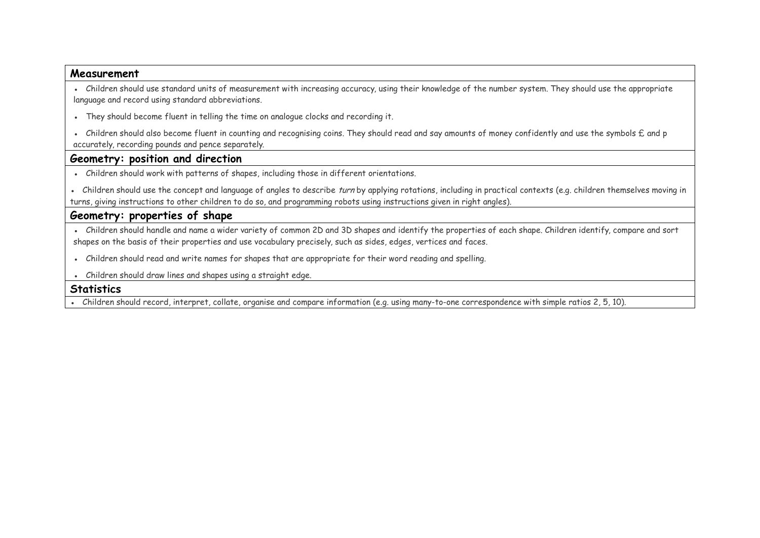## Measurement

- Children should use standard units of measurement with increasing accuracy, using their knowledge of the number system. They should use the appropriate language and record using standard abbreviations.
- They should become fluent in telling the time on analogue clocks and recording it.
- Children should also become fluent in counting and recognising coins. They should read and say amounts of money confidently and use the symbols £ and p accurately, recording pounds and pence separately.

## Geometry: position and direction

- Children should work with patterns of shapes, including those in different orientations.
- Children should use the concept and language of angles to describe *turn* by applying rotations, including in practical contexts (e.g. children themselves moving in turns, giving instructions to other children to do so, and programming robots using instructions given in right angles).

## Geometry: properties of shape

- Children should handle and name a wider variety of common 2D and 3D shapes and identify the properties of each shape. Children identify, compare and sort shapes on the basis of their properties and use vocabulary precisely, such as sides, edges, vertices and faces.
- Children should read and write names for shapes that are appropriate for their word reading and spelling.
- Children should draw lines and shapes using a straight edge.

## Statistics

- Children should record, interpret, collate, organise and compare information (e.g. using many-to-one correspondence with simple ratios 2, 5, 10).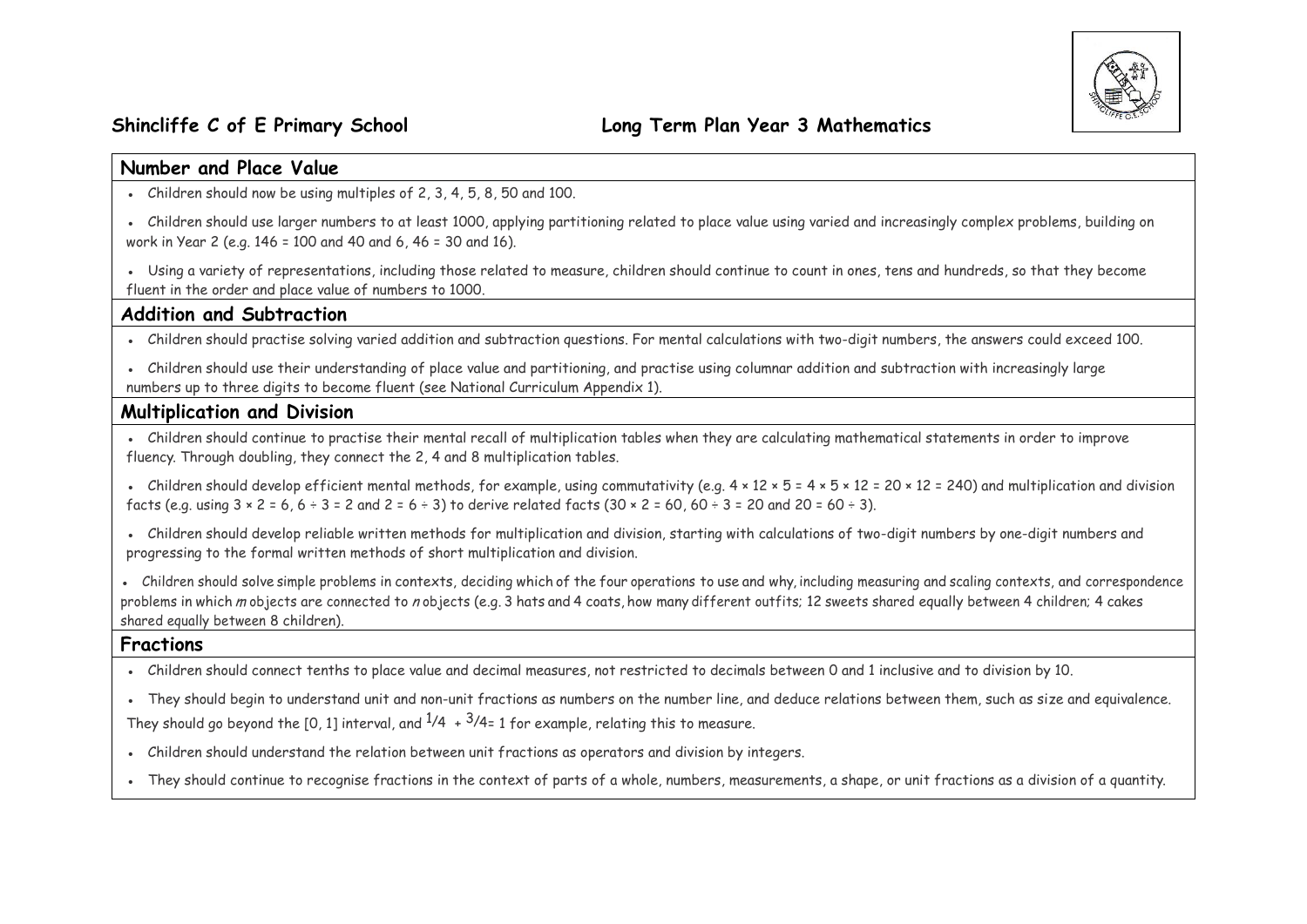**Shincliffe C of E Primary School** **Long Term Plan Year 3 Mathematics**

## Number and Place Value

- Children should now be using multiples of 2, 3, 4, 5, 8, 50 and 100.
- Children should use larger numbers to at least 1000, applying partitioning related to place value using varied and increasingly complex problems, building on work in Year 2 (e.g. 146 = 100 and 40 and 6, 46 = 30 and 16).
- Using a variety of representations, including those related to measure, children should continue to count in ones, tens and hundreds, so that they become fluent in the order and place value of numbers to 1000.

## Addition and Subtraction

- Children should practise solving varied addition and subtraction questions. For mental calculations with two-digit numbers, the answers could exceed 100.
- Children should use their understanding of place value and partitioning, and practise using columnar addition and subtraction with increasingly large numbers up to three digits to become fluent (see National Curriculum Appendix 1).

## Multiplication and Division

- Children should continue to practise their mental recall of multiplication tables when they are calculating mathematical statements in order to improve fluency. Through doubling, they connect the 2, 4 and 8 multiplication tables.
- Children should develop efficient mental methods, for example, using commutativity (e.g. $4 \times 12 \times 5 = 4 \times 5 \times 12 = 20 \times 12 = 240$) and multiplication and division facts (e.g. using $3 \times 2 = 6$, $6 \div 3 = 2$ and $2 = 6 \div 3$) to derive related facts ($30 \times 2 = 60$, $60 \div 3 = 20$ and $20 = 60 \div 3$).
- Children should develop reliable written methods for multiplication and division, starting with calculations of two-digit numbers by one-digit numbers and progressing to the formal written methods of short multiplication and division.
- Children should solve simple problems in contexts, deciding which of the four operations to use and why, including measuring and scaling contexts, and correspondence problems in which $m$ objects are connected to $n$ objects (e.g. 3 hats and 4 coats, how many different outfits; 12 sweets shared equally between 4 children; 4 cakes shared equally between 8 children).

## Fractions

- Children should connect tenths to place value and decimal measures, not restricted to decimals between 0 and 1 inclusive and to division by 10.
- They should begin to understand unit and non-unit fractions as numbers on the number line, and deduce relations between them, such as size and equivalence. They should go beyond the [0, 1] interval, and $1/4 + 3/4 = 1$ for example, relating this to measure.
- Children should understand the relation between unit fractions as operators and division by integers.
- They should continue to recognise fractions in the context of parts of a whole, numbers, measurements, a shape, or unit fractions as a division of a quantity.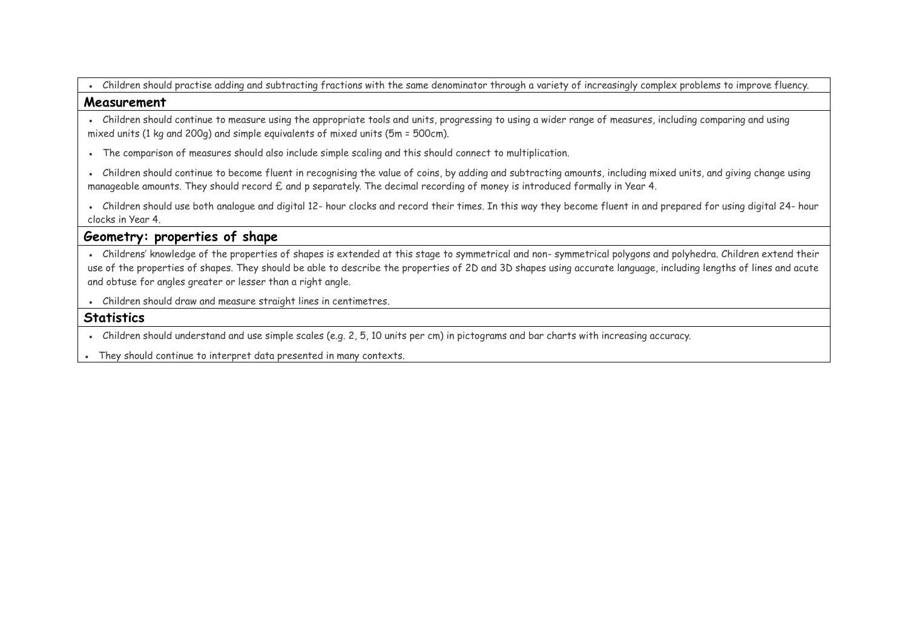- Children should practise adding and subtracting fractions with the same denominator through a variety of increasingly complex problems to improve fluency.

## Measurement

- Children should continue to measure using the appropriate tools and units, progressing to using a wider range of measures, including comparing and using mixed units (1 kg and 200g) and simple equivalents of mixed units (5m = 500cm).
- The comparison of measures should also include simple scaling and this should connect to multiplication.
- Children should continue to become fluent in recognising the value of coins, by adding and subtracting amounts, including mixed units, and giving change using manageable amounts. They should record £ and p separately. The decimal recording of money is introduced formally in Year 4.
- Children should use both analogue and digital 12- hour clocks and record their times. In this way they become fluent in and prepared for using digital 24- hour clocks in Year 4.

## Geometry: properties of shape

- Childrens' knowledge of the properties of shapes is extended at this stage to symmetrical and non- symmetrical polygons and polyhedra. Children extend their use of the properties of shapes. They should be able to describe the properties of 2D and 3D shapes using accurate language, including lengths of lines and acute and obtuse for angles greater or lesser than a right angle.
- Children should draw and measure straight lines in centimetres.

## Statistics

- Children should understand and use simple scales (e.g. 2, 5, 10 units per cm) in pictograms and bar charts with increasing accuracy.
- They should continue to interpret data presented in many contexts.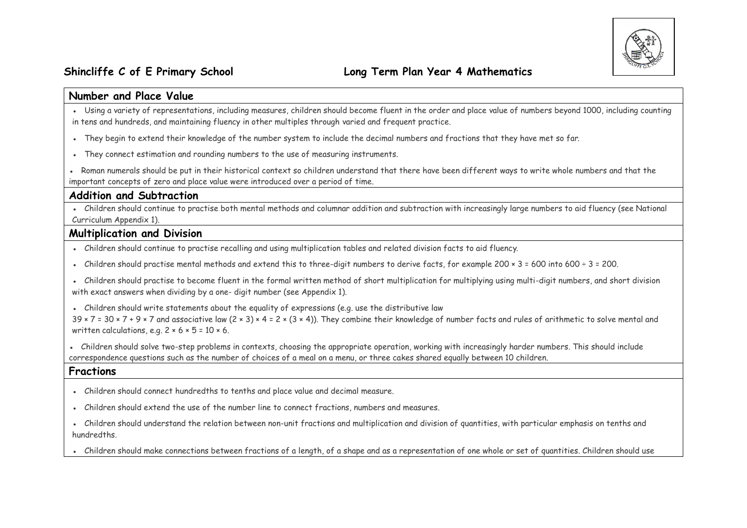**Shincliffe C of E Primary School** **Long Term Plan Year 4 Mathematics**

## Number and Place Value

- Using a variety of representations, including measures, children should become fluent in the order and place value of numbers beyond 1000, including counting in tens and hundreds, and maintaining fluency in other multiples through varied and frequent practice.
- They begin to extend their knowledge of the number system to include the decimal numbers and fractions that they have met so far.
- They connect estimation and rounding numbers to the use of measuring instruments.
- Roman numerals should be put in their historical context so children understand that there have been different ways to write whole numbers and that the important concepts of zero and place value were introduced over a period of time.

## Addition and Subtraction

- Children should continue to practise both mental methods and columnar addition and subtraction with increasingly large numbers to aid fluency (see National Curriculum Appendix 1).

## Multiplication and Division

- Children should continue to practise recalling and using multiplication tables and related division facts to aid fluency.
- Children should practise mental methods and extend this to three-digit numbers to derive facts, for example $200 \times 3 = 600$ into $600 \div 3 = 200$.
- Children should practise to become fluent in the formal written method of short multiplication for multiplying using multi-digit numbers, and short division with exact answers when dividing by a one- digit number (see Appendix 1).
- Children should write statements about the equality of expressions (e.g. use the distributive law $39 \times 7 = 30 \times 7 + 9 \times 7$ and associative law $(2 \times 3) \times 4 = 2 \times (3 \times 4)$). They combine their knowledge of number facts and rules of arithmetic to solve mental and written calculations, e.g. $2 \times 6 \times 5 = 10 \times 6$.
- Children should solve two-step problems in contexts, choosing the appropriate operation, working with increasingly harder numbers. This should include correspondence questions such as the number of choices of a meal on a menu, or three cakes shared equally between 10 children.

## Fractions

- Children should connect hundredths to tenths and place value and decimal measure.
- Children should extend the use of the number line to connect fractions, numbers and measures.
- Children should understand the relation between non-unit fractions and multiplication and division of quantities, with particular emphasis on tenths and hundredths.
- Children should make connections between fractions of a length, of a shape and as a representation of one whole or set of quantities. Children should use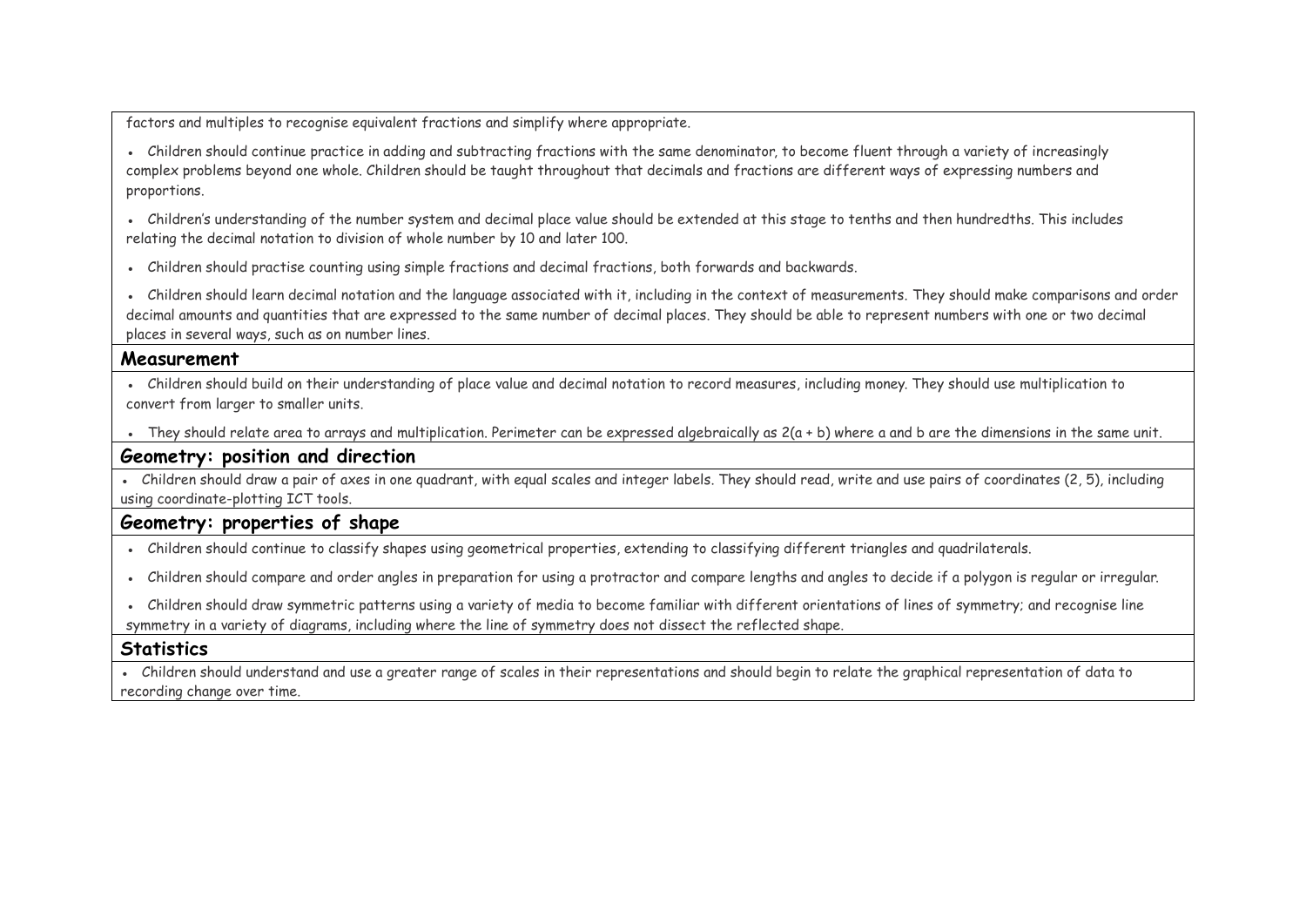factors and multiples to recognise equivalent fractions and simplify where appropriate.

- Children should continue practice in adding and subtracting fractions with the same denominator, to become fluent through a variety of increasingly complex problems beyond one whole. Children should be taught throughout that decimals and fractions are different ways of expressing numbers and proportions.
- Children's understanding of the number system and decimal place value should be extended at this stage to tenths and then hundredths. This includes relating the decimal notation to division of whole number by 10 and later 100.
- Children should practise counting using simple fractions and decimal fractions, both forwards and backwards.
- Children should learn decimal notation and the language associated with it, including in the context of measurements. They should make comparisons and order decimal amounts and quantities that are expressed to the same number of decimal places. They should be able to represent numbers with one or two decimal places in several ways, such as on number lines.

## Measurement

- Children should build on their understanding of place value and decimal notation to record measures, including money. They should use multiplication to convert from larger to smaller units.
- They should relate area to arrays and multiplication. Perimeter can be expressed algebraically as $2(a + b)$ where $a$ and $b$ are the dimensions in the same unit.

## Geometry: position and direction

- Children should draw a pair of axes in one quadrant, with equal scales and integer labels. They should read, write and use pairs of coordinates (2, 5), including using coordinate-plotting ICT tools.

## Geometry: properties of shape

- Children should continue to classify shapes using geometrical properties, extending to classifying different triangles and quadrilaterals.
- Children should compare and order angles in preparation for using a protractor and compare lengths and angles to decide if a polygon is regular or irregular.
- Children should draw symmetric patterns using a variety of media to become familiar with different orientations of lines of symmetry; and recognise line symmetry in a variety of diagrams, including where the line of symmetry does not dissect the reflected shape.

## Statistics

- Children should understand and use a greater range of scales in their representations and should begin to relate the graphical representation of data to recording change over time.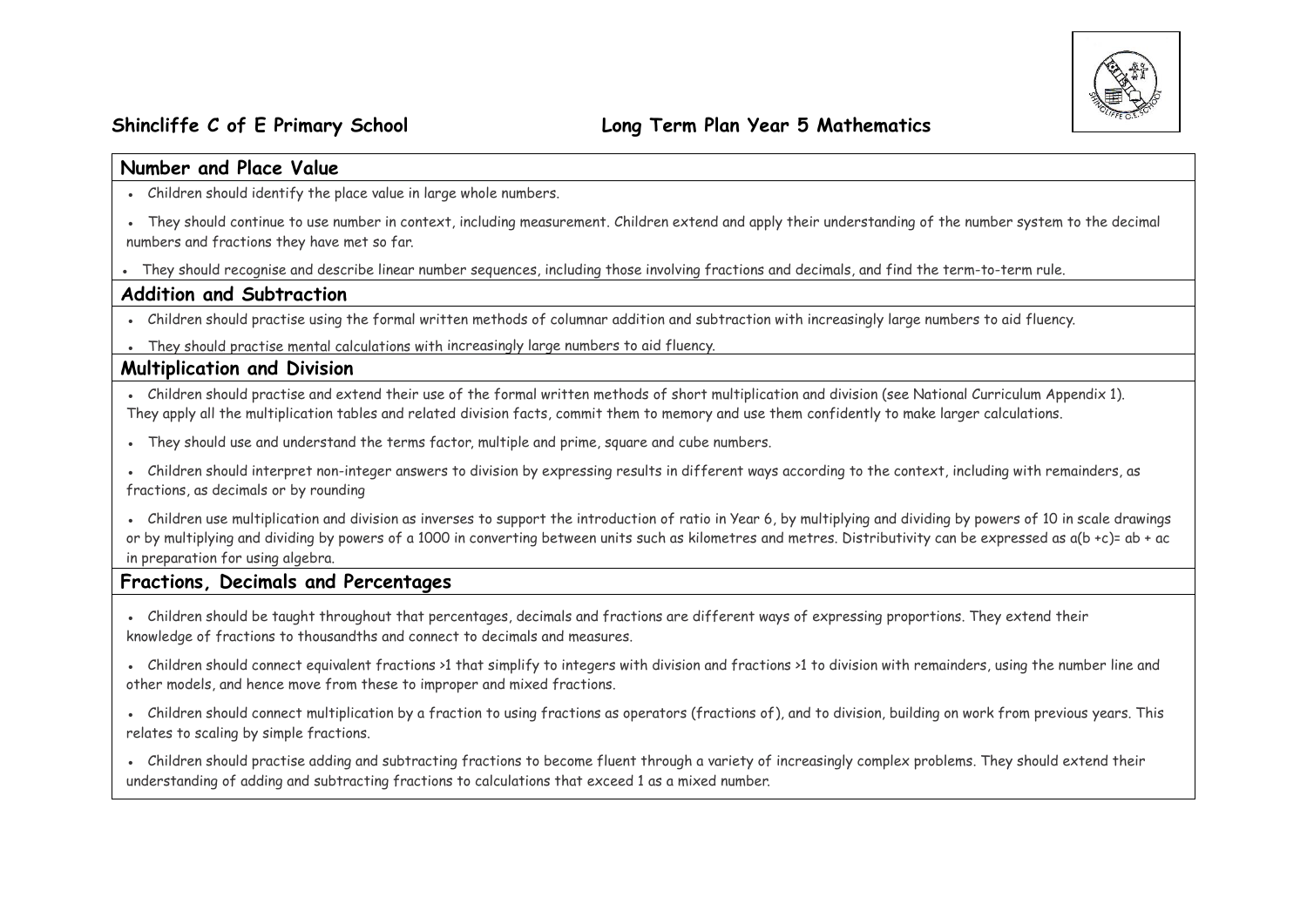**Shincliffe C of E Primary School** **Long Term Plan Year 5 Mathematics**

## Number and Place Value

- Children should identify the place value in large whole numbers.
- They should continue to use number in context, including measurement. Children extend and apply their understanding of the number system to the decimal numbers and fractions they have met so far.
- They should recognise and describe linear number sequences, including those involving fractions and decimals, and find the term-to-term rule.

## Addition and Subtraction

- Children should practise using the formal written methods of columnar addition and subtraction with increasingly large numbers to aid fluency.
- They should practise mental calculations with increasingly large numbers to aid fluency.

## Multiplication and Division

- Children should practise and extend their use of the formal written methods of short multiplication and division (see National Curriculum Appendix 1). They apply all the multiplication tables and related division facts, commit them to memory and use them confidently to make larger calculations.
- They should use and understand the terms factor, multiple and prime, square and cube numbers.
- Children should interpret non-integer answers to division by expressing results in different ways according to the context, including with remainders, as fractions, as decimals or by rounding
- Children use multiplication and division as inverses to support the introduction of ratio in Year 6, by multiplying and dividing by powers of 10 in scale drawings or by multiplying and dividing by powers of a 1000 in converting between units such as kilometres and metres. Distributivity can be expressed as $a(b + c) = ab + ac$ in preparation for using algebra.

## Fractions, Decimals and Percentages

- Children should be taught throughout that percentages, decimals and fractions are different ways of expressing proportions. They extend their knowledge of fractions to thousandths and connect to decimals and measures.
- Children should connect equivalent fractions >1 that simplify to integers with division and fractions >1 to division with remainders, using the number line and other models, and hence move from these to improper and mixed fractions.
- Children should connect multiplication by a fraction to using fractions as operators (fractions of), and to division, building on work from previous years. This relates to scaling by simple fractions.
- Children should practise adding and subtracting fractions to become fluent through a variety of increasingly complex problems. They should extend their understanding of adding and subtracting fractions to calculations that exceed 1 as a mixed number.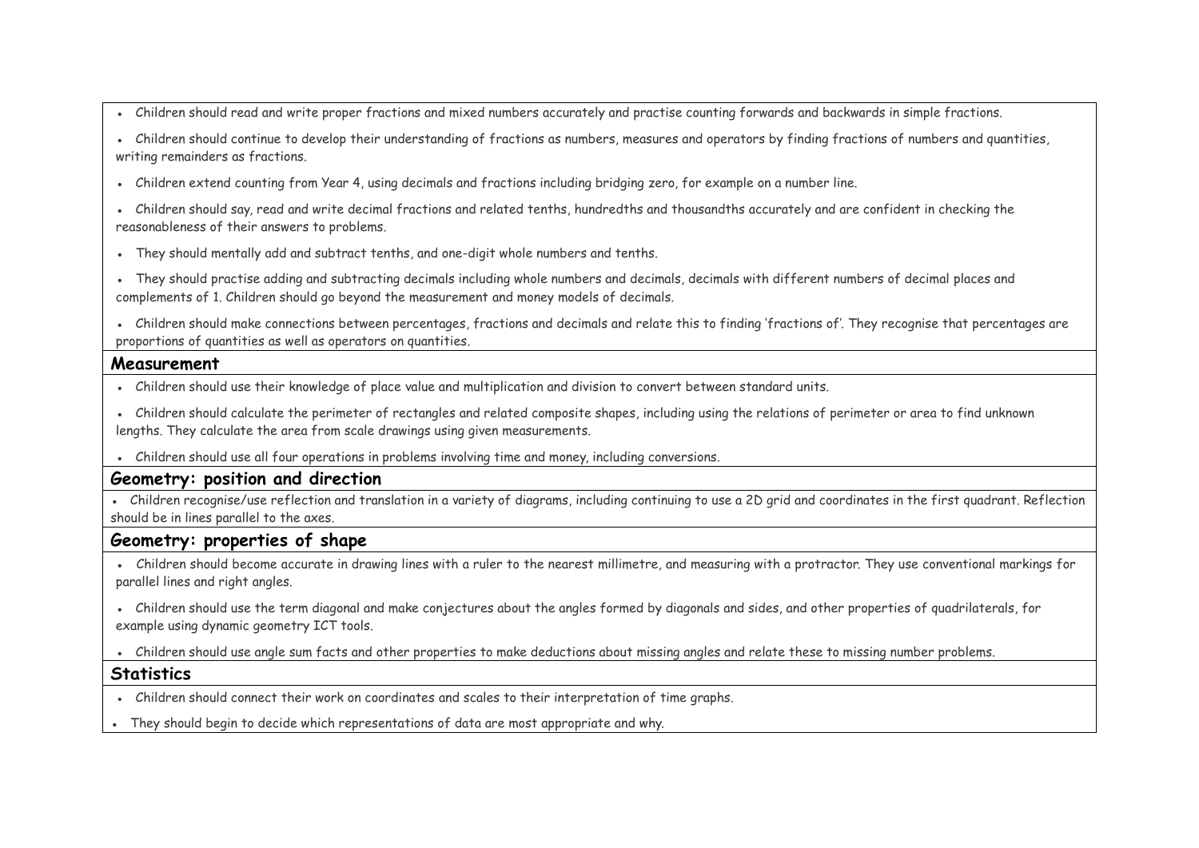- Children should read and write proper fractions and mixed numbers accurately and practise counting forwards and backwards in simple fractions.
- Children should continue to develop their understanding of fractions as numbers, measures and operators by finding fractions of numbers and quantities, writing remainders as fractions.
- Children extend counting from Year 4, using decimals and fractions including bridging zero, for example on a number line.
- Children should say, read and write decimal fractions and related tenths, hundredths and thousandths accurately and are confident in checking the reasonableness of their answers to problems.
- They should mentally add and subtract tenths, and one-digit whole numbers and tenths.
- They should practise adding and subtracting decimals including whole numbers and decimals, decimals with different numbers of decimal places and complements of 1. Children should go beyond the measurement and money models of decimals.
- Children should make connections between percentages, fractions and decimals and relate this to finding 'fractions of'. They recognise that percentages are proportions of quantities as well as operators on quantities.

## Measurement

- Children should use their knowledge of place value and multiplication and division to convert between standard units.
- Children should calculate the perimeter of rectangles and related composite shapes, including using the relations of perimeter or area to find unknown lengths. They calculate the area from scale drawings using given measurements.
- Children should use all four operations in problems involving time and money, including conversions.

## Geometry: position and direction

- Children recognise/use reflection and translation in a variety of diagrams, including continuing to use a 2D grid and coordinates in the first quadrant. Reflection should be in lines parallel to the axes.

## Geometry: properties of shape

- Children should become accurate in drawing lines with a ruler to the nearest millimetre, and measuring with a protractor. They use conventional markings for parallel lines and right angles.
- Children should use the term diagonal and make conjectures about the angles formed by diagonals and sides, and other properties of quadrilaterals, for example using dynamic geometry ICT tools.
- Children should use angle sum facts and other properties to make deductions about missing angles and relate these to missing number problems.

## Statistics

- Children should connect their work on coordinates and scales to their interpretation of time graphs.
- They should begin to decide which representations of data are most appropriate and why.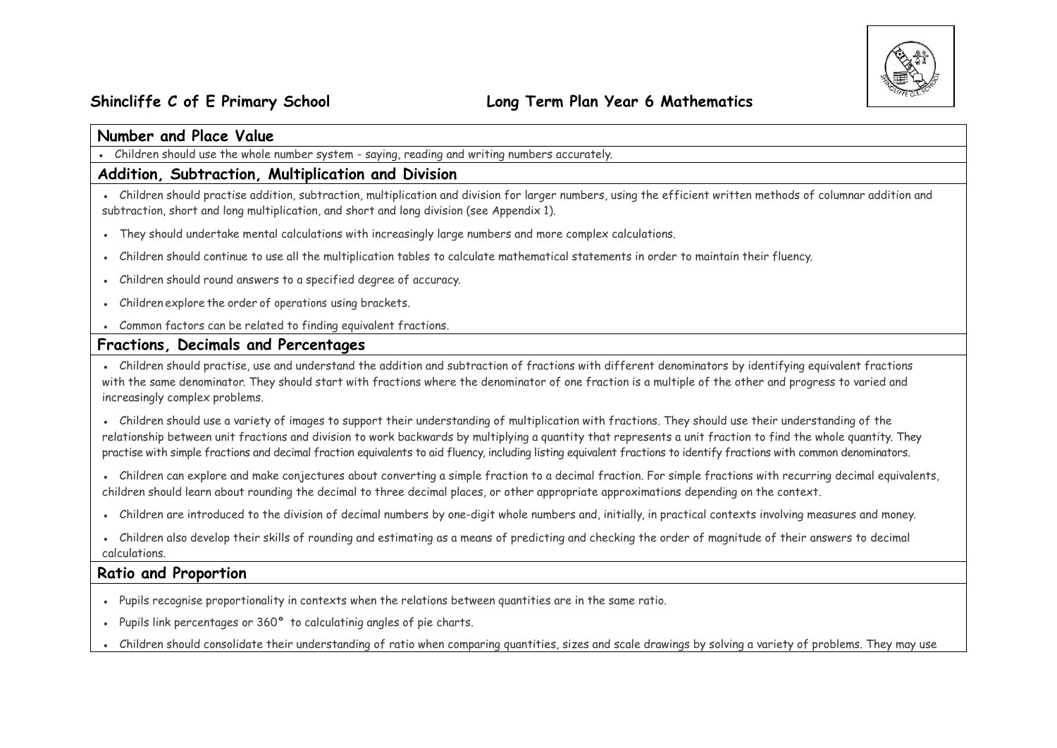**Shincliffe C of E Primary School** **Long Term Plan Year 6 Mathematics**

## Number and Place Value

- Children should use the whole number system - saying, reading and writing numbers accurately.

## Addition, Subtraction, Multiplication and Division

- Children should practise addition, subtraction, multiplication and division for larger numbers, using the efficient written methods of columnar addition and subtraction, short and long multiplication, and short and long division (see Appendix 1).
- They should undertake mental calculations with increasingly large numbers and more complex calculations.
- Children should continue to use all the multiplication tables to calculate mathematical statements in order to maintain their fluency.
- Children should round answers to a specified degree of accuracy.
- Children explore the order of operations using brackets.
- Common factors can be related to finding equivalent fractions.

## Fractions, Decimals and Percentages

- Children should practise, use and understand the addition and subtraction of fractions with different denominators by identifying equivalent fractions with the same denominator. They should start with fractions where the denominator of one fraction is a multiple of the other and progress to varied and increasingly complex problems.
- Children should use a variety of images to support their understanding of multiplication with fractions. They should use their understanding of the relationship between unit fractions and division to work backwards by multiplying a quantity that represents a unit fraction to find the whole quantity. They practise with simple fractions and decimal fraction equivalents to aid fluency, including listing equivalent fractions to identify fractions with common denominators.
- Children can explore and make conjectures about converting a simple fraction to a decimal fraction. For simple fractions with recurring decimal equivalents, children should learn about rounding the decimal to three decimal places, or other appropriate approximations depending on the context.
- Children are introduced to the division of decimal numbers by one-digit whole numbers and, initially, in practical contexts involving measures and money.
- Children also develop their skills of rounding and estimating as a means of predicting and checking the order of magnitude of their answers to decimal calculations.

## Ratio and Proportion

- Pupils recognise proportionality in contexts when the relations between quantities are in the same ratio.
- Pupils link percentages or 360° to calculatinig angles of pie charts.
- Children should consolidate their understanding of ratio when comparing quantities, sizes and scale drawings by solving a variety of problems. They may use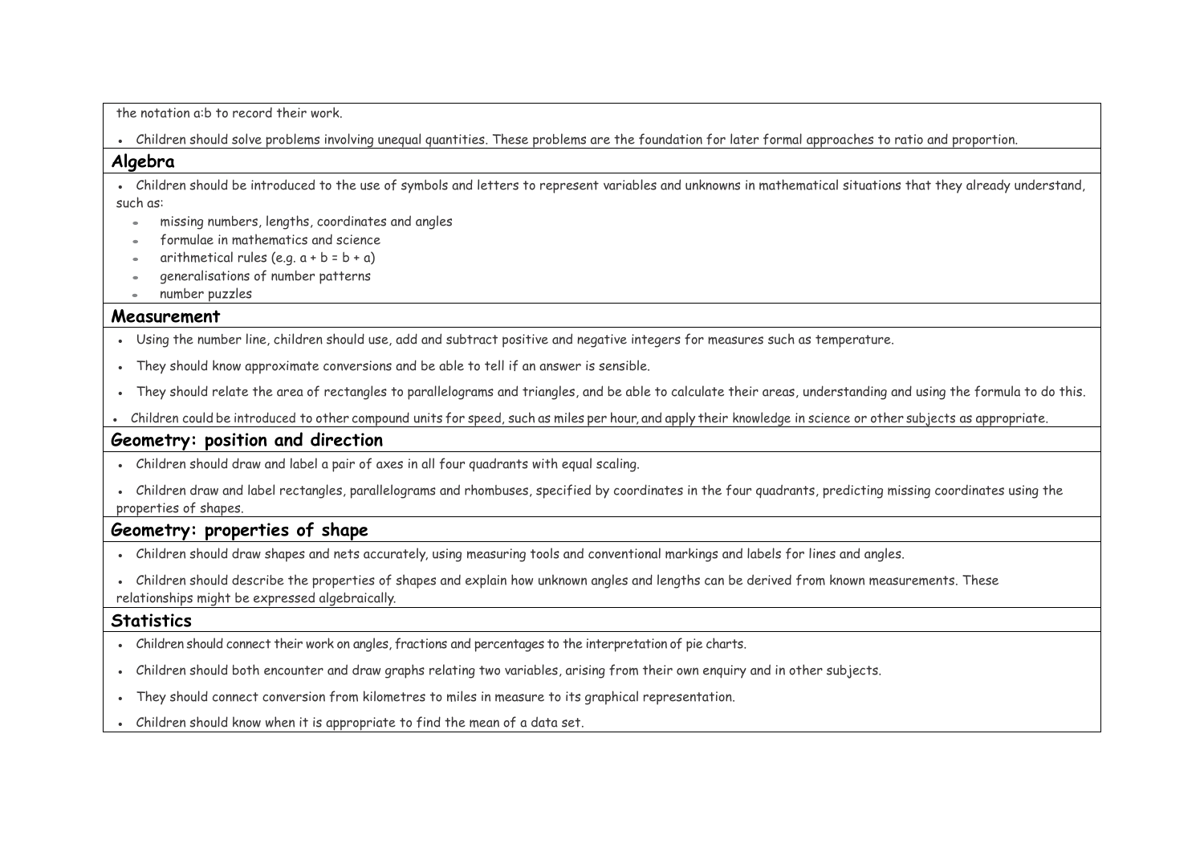the notation a:b to record their work.

- Children should solve problems involving unequal quantities. These problems are the foundation for later formal approaches to ratio and proportion.

## Algebra

- Children should be introduced to the use of symbols and letters to represent variables and unknowns in mathematical situations that they already understand, such as:
  - missing numbers, lengths, coordinates and angles
  - formulae in mathematics and science
  - arithmetical rules (e.g. $a + b = b + a$)
  - generalisations of number patterns
  - number puzzles

## Measurement

- Using the number line, children should use, add and subtract positive and negative integers for measures such as temperature.
- They should know approximate conversions and be able to tell if an answer is sensible.
- They should relate the area of rectangles to parallelograms and triangles, and be able to calculate their areas, understanding and using the formula to do this.
- Children could be introduced to other compound units for speed, such as miles per hour, and apply their knowledge in science or other subjects as appropriate.

## Geometry: position and direction

- Children should draw and label a pair of axes in all four quadrants with equal scaling.
- Children draw and label rectangles, parallelograms and rhombuses, specified by coordinates in the four quadrants, predicting missing coordinates using the properties of shapes.

## Geometry: properties of shape

- Children should draw shapes and nets accurately, using measuring tools and conventional markings and labels for lines and angles.
- Children should describe the properties of shapes and explain how unknown angles and lengths can be derived from known measurements. These relationships might be expressed algebraically.

## Statistics

- Children should connect their work on angles, fractions and percentages to the interpretation of pie charts.
- Children should both encounter and draw graphs relating two variables, arising from their own enquiry and in other subjects.
- They should connect conversion from kilometres to miles in measure to its graphical representation.
- Children should know when it is appropriate to find the mean of a data set.